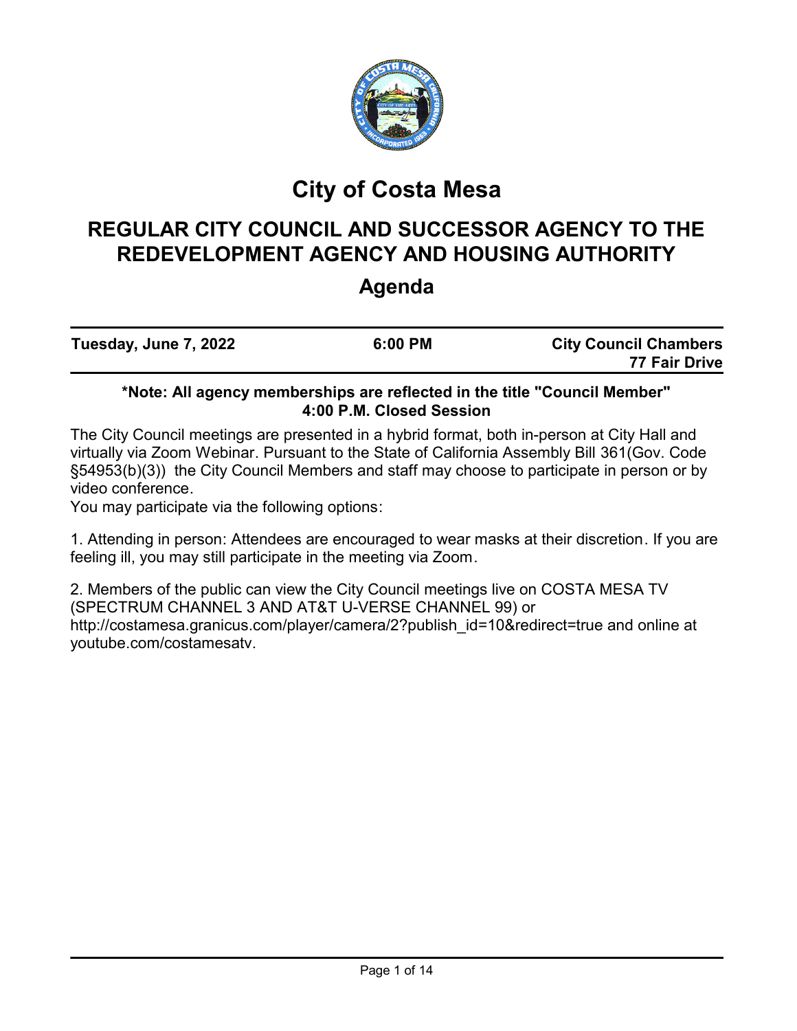# City of Costa Mesa

## REGULAR CITY COUNCIL AND SUCCESSOR AGENCY TO THE REDEVELOPMENT AGENCY AND HOUSING AUTHORITY

## Agenda

| Tuesday, June 7, 2022 | 6:00 PM | City Council Chambers<br>77 Fair Drive |
|---|---|---|

**\*Note: All agency memberships are reflected in the title "Council Member"**
**4:00 P.M. Closed Session**

The City Council meetings are presented in a hybrid format, both in-person at City Hall and virtually via Zoom Webinar. Pursuant to the State of California Assembly Bill 361(Gov. Code §54953(b)(3)) the City Council Members and staff may choose to participate in person or by video conference.

You may participate via the following options:

1. Attending in person: Attendees are encouraged to wear masks at their discretion. If you are feeling ill, you may still participate in the meeting via Zoom.

2. Members of the public can view the City Council meetings live on COSTA MESA TV (SPECTRUM CHANNEL 3 AND AT&T U-VERSE CHANNEL 99) or http://costamesa.granicus.com/player/camera/2?publish_id=10&redirect=true and online at youtube.com/costamesatv.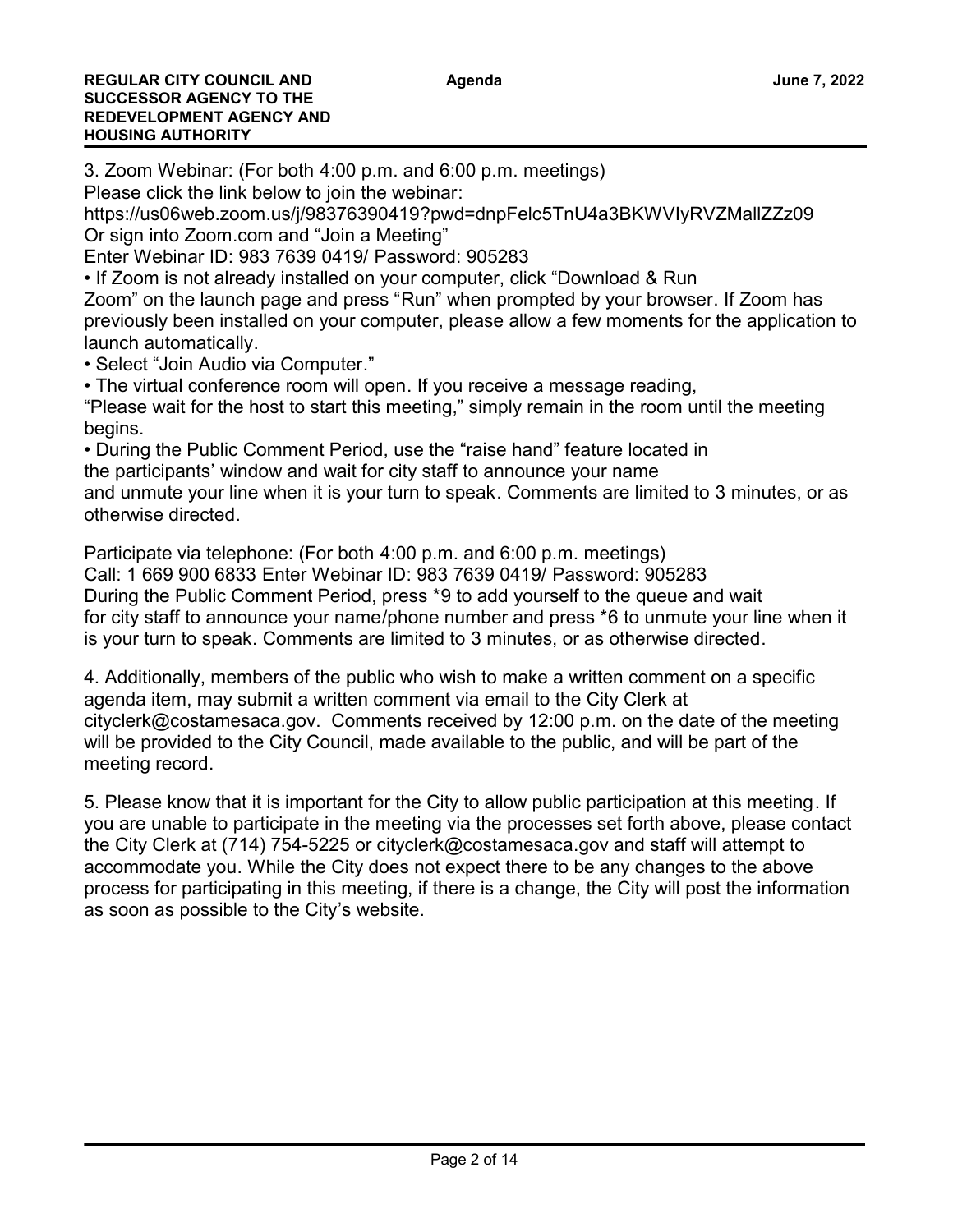3. Zoom Webinar: (For both 4:00 p.m. and 6:00 p.m. meetings)
Please click the link below to join the webinar:
https://us06web.zoom.us/j/98376390419?pwd=dnpFelc5TnU4a3BKWVIyRVZMallZZz09
Or sign into Zoom.com and "Join a Meeting"
Enter Webinar ID: 983 7639 0419/ Password: 905283

- If Zoom is not already installed on your computer, click "Download & Run Zoom" on the launch page and press "Run" when prompted by your browser. If Zoom has previously been installed on your computer, please allow a few moments for the application to launch automatically.
- Select "Join Audio via Computer."
- The virtual conference room will open. If you receive a message reading, "Please wait for the host to start this meeting," simply remain in the room until the meeting begins.
- During the Public Comment Period, use the "raise hand" feature located in the participants' window and wait for city staff to announce your name and unmute your line when it is your turn to speak. Comments are limited to 3 minutes, or as otherwise directed.

Participate via telephone: (For both 4:00 p.m. and 6:00 p.m. meetings)
Call: 1 669 900 6833 Enter Webinar ID: 983 7639 0419/ Password: 905283
During the Public Comment Period, press *9 to add yourself to the queue and wait for city staff to announce your name/phone number and press *6 to unmute your line when it is your turn to speak. Comments are limited to 3 minutes, or as otherwise directed.

4. Additionally, members of the public who wish to make a written comment on a specific agenda item, may submit a written comment via email to the City Clerk at cityclerk@costamesaca.gov. Comments received by 12:00 p.m. on the date of the meeting will be provided to the City Council, made available to the public, and will be part of the meeting record.

5. Please know that it is important for the City to allow public participation at this meeting. If you are unable to participate in the meeting via the processes set forth above, please contact the City Clerk at (714) 754-5225 or cityclerk@costamesaca.gov and staff will attempt to accommodate you. While the City does not expect there to be any changes to the above process for participating in this meeting, if there is a change, the City will post the information as soon as possible to the City's website.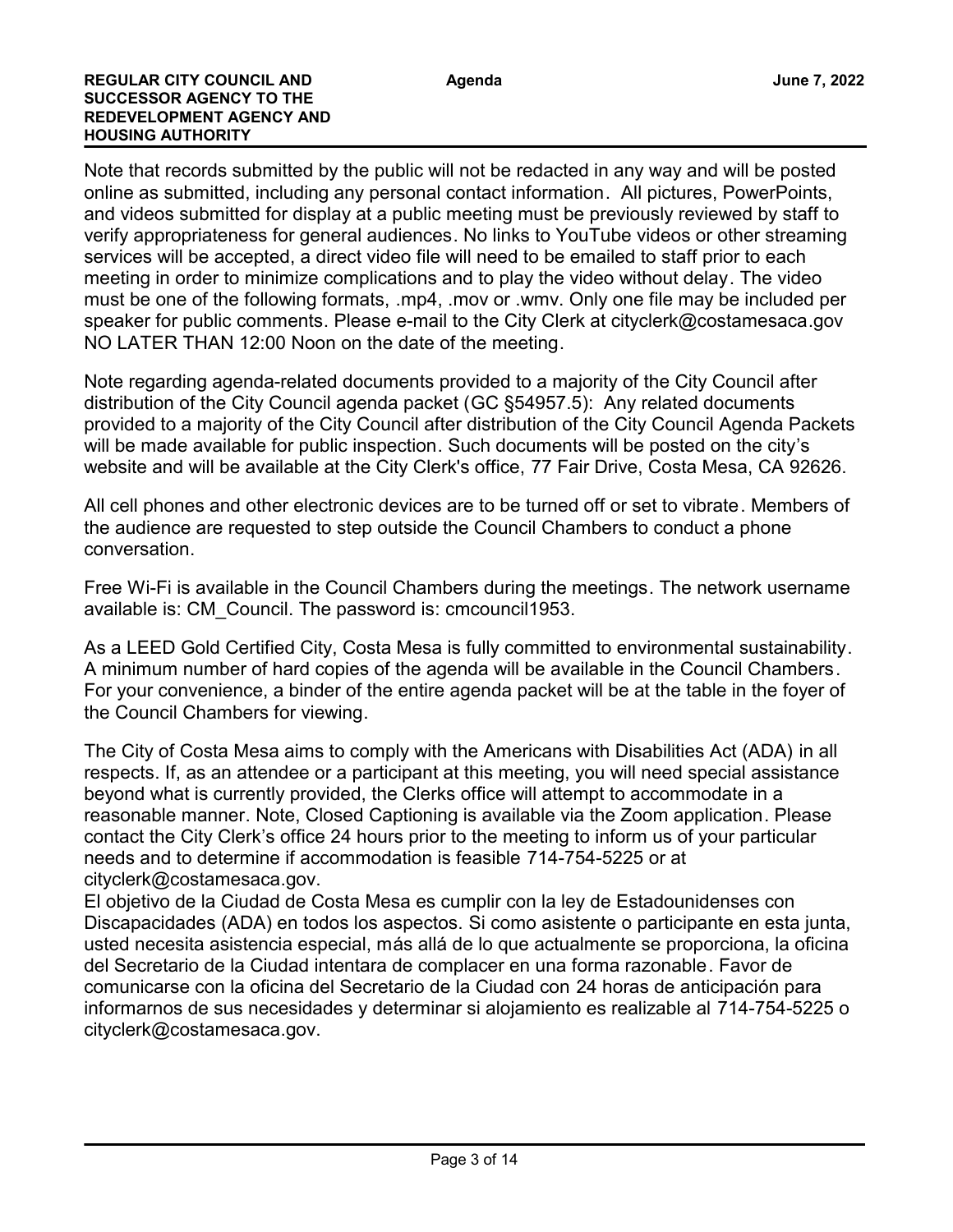Note that records submitted by the public will not be redacted in any way and will be posted online as submitted, including any personal contact information. All pictures, PowerPoints, and videos submitted for display at a public meeting must be previously reviewed by staff to verify appropriateness for general audiences. No links to YouTube videos or other streaming services will be accepted, a direct video file will need to be emailed to staff prior to each meeting in order to minimize complications and to play the video without delay. The video must be one of the following formats, .mp4, .mov or .wmv. Only one file may be included per speaker for public comments. Please e-mail to the City Clerk at cityclerk@costamesaca.gov NO LATER THAN 12:00 Noon on the date of the meeting.

Note regarding agenda-related documents provided to a majority of the City Council after distribution of the City Council agenda packet (GC §54957.5): Any related documents provided to a majority of the City Council after distribution of the City Council Agenda Packets will be made available for public inspection. Such documents will be posted on the city's website and will be available at the City Clerk's office, 77 Fair Drive, Costa Mesa, CA 92626.

All cell phones and other electronic devices are to be turned off or set to vibrate. Members of the audience are requested to step outside the Council Chambers to conduct a phone conversation.

Free Wi-Fi is available in the Council Chambers during the meetings. The network username available is: CM_Council. The password is: cmcouncil1953.

As a LEED Gold Certified City, Costa Mesa is fully committed to environmental sustainability. A minimum number of hard copies of the agenda will be available in the Council Chambers. For your convenience, a binder of the entire agenda packet will be at the table in the foyer of the Council Chambers for viewing.

The City of Costa Mesa aims to comply with the Americans with Disabilities Act (ADA) in all respects. If, as an attendee or a participant at this meeting, you will need special assistance beyond what is currently provided, the Clerks office will attempt to accommodate in a reasonable manner. Note, Closed Captioning is available via the Zoom application. Please contact the City Clerk's office 24 hours prior to the meeting to inform us of your particular needs and to determine if accommodation is feasible 714-754-5225 or at cityclerk@costamesaca.gov.

El objetivo de la Ciudad de Costa Mesa es cumplir con la ley de Estadounidenses con Discapacidades (ADA) en todos los aspectos. Si como asistente o participante en esta junta, usted necesita asistencia especial, más allá de lo que actualmente se proporciona, la oficina del Secretario de la Ciudad intentara de complacer en una forma razonable. Favor de comunicarse con la oficina del Secretario de la Ciudad con 24 horas de anticipación para informarnos de sus necesidades y determinar si alojamiento es realizable al 714-754-5225 o cityclerk@costamesaca.gov.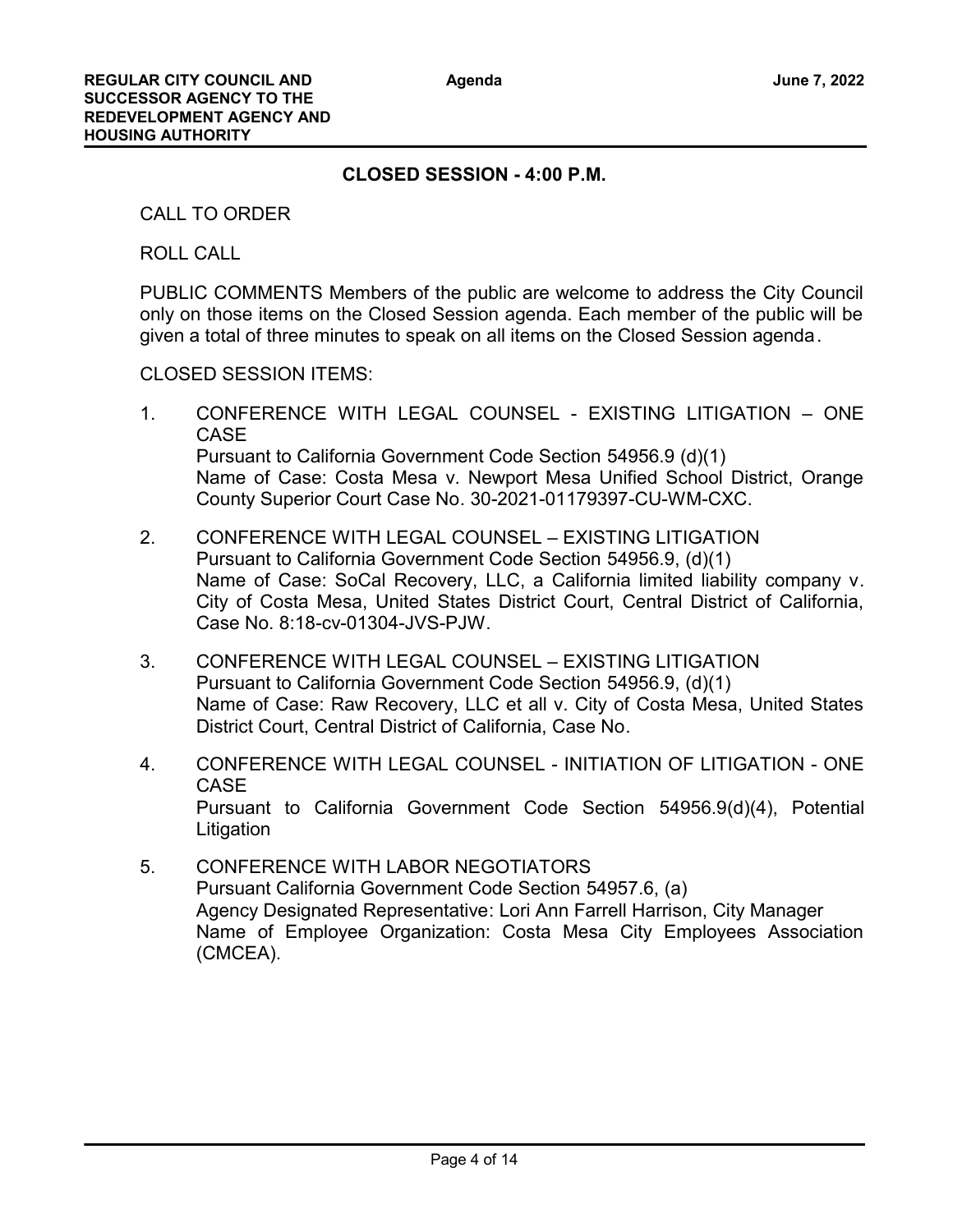## CLOSED SESSION - 4:00 P.M.

CALL TO ORDER

ROLL CALL

PUBLIC COMMENTS Members of the public are welcome to address the City Council only on those items on the Closed Session agenda. Each member of the public will be given a total of three minutes to speak on all items on the Closed Session agenda.

CLOSED SESSION ITEMS:

1. CONFERENCE WITH LEGAL COUNSEL - EXISTING LITIGATION – ONE CASE
   Pursuant to California Government Code Section 54956.9 (d)(1)
   Name of Case: Costa Mesa v. Newport Mesa Unified School District, Orange County Superior Court Case No. 30-2021-01179397-CU-WM-CXC.

2. CONFERENCE WITH LEGAL COUNSEL – EXISTING LITIGATION
   Pursuant to California Government Code Section 54956.9, (d)(1)
   Name of Case: SoCal Recovery, LLC, a California limited liability company v. City of Costa Mesa, United States District Court, Central District of California, Case No. 8:18-cv-01304-JVS-PJW.

3. CONFERENCE WITH LEGAL COUNSEL – EXISTING LITIGATION
   Pursuant to California Government Code Section 54956.9, (d)(1)
   Name of Case: Raw Recovery, LLC et all v. City of Costa Mesa, United States District Court, Central District of California, Case No.

4. CONFERENCE WITH LEGAL COUNSEL - INITIATION OF LITIGATION - ONE CASE
   Pursuant to California Government Code Section 54956.9(d)(4), Potential Litigation

5. CONFERENCE WITH LABOR NEGOTIATORS
   Pursuant California Government Code Section 54957.6, (a)
   Agency Designated Representative: Lori Ann Farrell Harrison, City Manager
   Name of Employee Organization: Costa Mesa City Employees Association (CMCEA).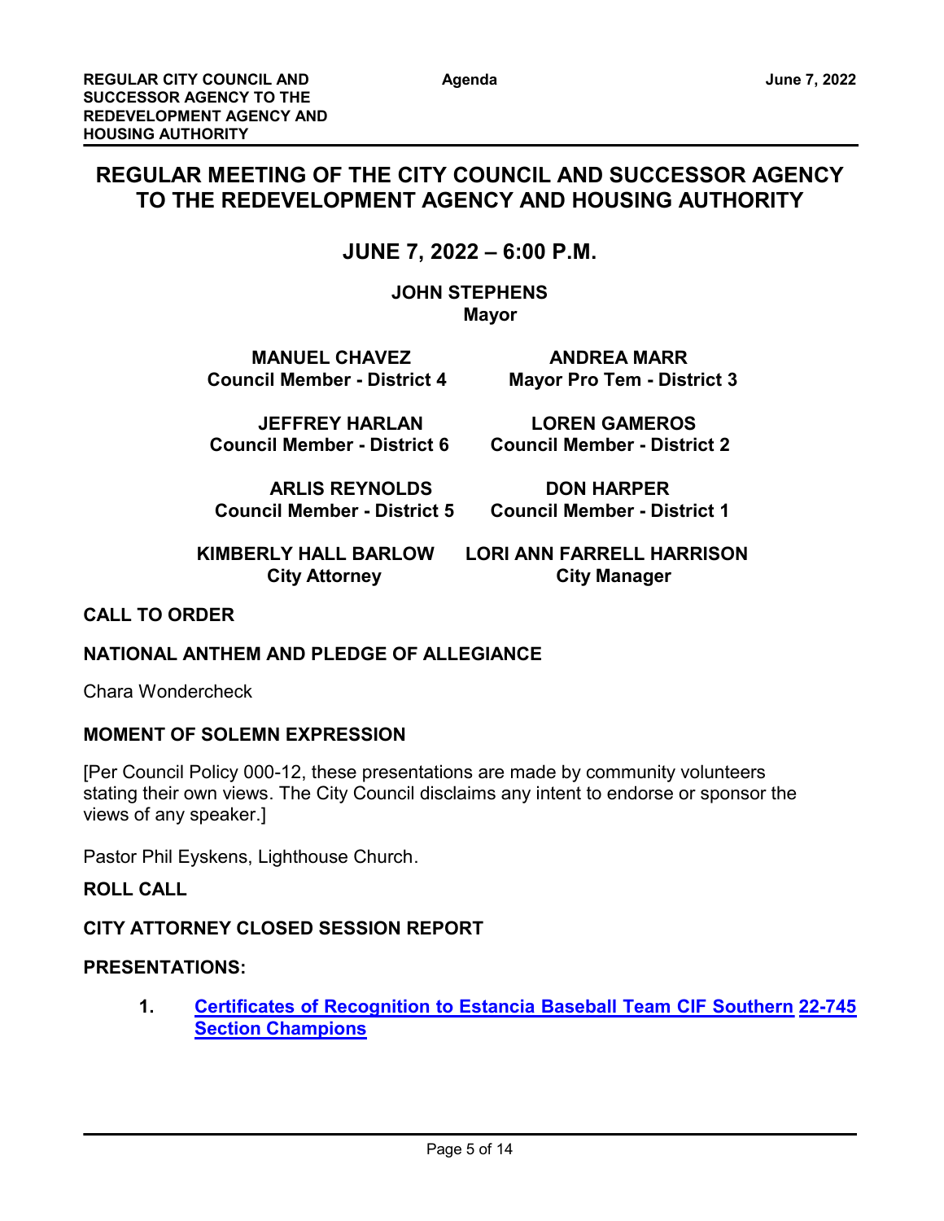# REGULAR MEETING OF THE CITY COUNCIL AND SUCCESSOR AGENCY TO THE REDEVELOPMENT AGENCY AND HOUSING AUTHORITY

## JUNE 7, 2022 – 6:00 P.M.

**JOHN STEPHENS**
**Mayor**

| | |
|---|---|
| **MANUEL CHAVEZ**<br>**Council Member - District 4** | **ANDREA MARR**<br>**Mayor Pro Tem - District 3** |
| **JEFFREY HARLAN**<br>**Council Member - District 6** | **LOREN GAMEROS**<br>**Council Member - District 2** |
| **ARLIS REYNOLDS**<br>**Council Member - District 5** | **DON HARPER**<br>**Council Member - District 1** |
| **KIMBERLY HALL BARLOW**<br>**City Attorney** | **LORI ANN FARRELL HARRISON**<br>**City Manager** |

### CALL TO ORDER

### NATIONAL ANTHEM AND PLEDGE OF ALLEGIANCE

Chara Wondercheck

### MOMENT OF SOLEMN EXPRESSION

[Per Council Policy 000-12, these presentations are made by community volunteers stating their own views. The City Council disclaims any intent to endorse or sponsor the views of any speaker.]

Pastor Phil Eyskens, Lighthouse Church.

### ROLL CALL

### CITY ATTORNEY CLOSED SESSION REPORT

### PRESENTATIONS:

1. **Certificates of Recognition to Estancia Baseball Team CIF Southern Section Champions** **22-745**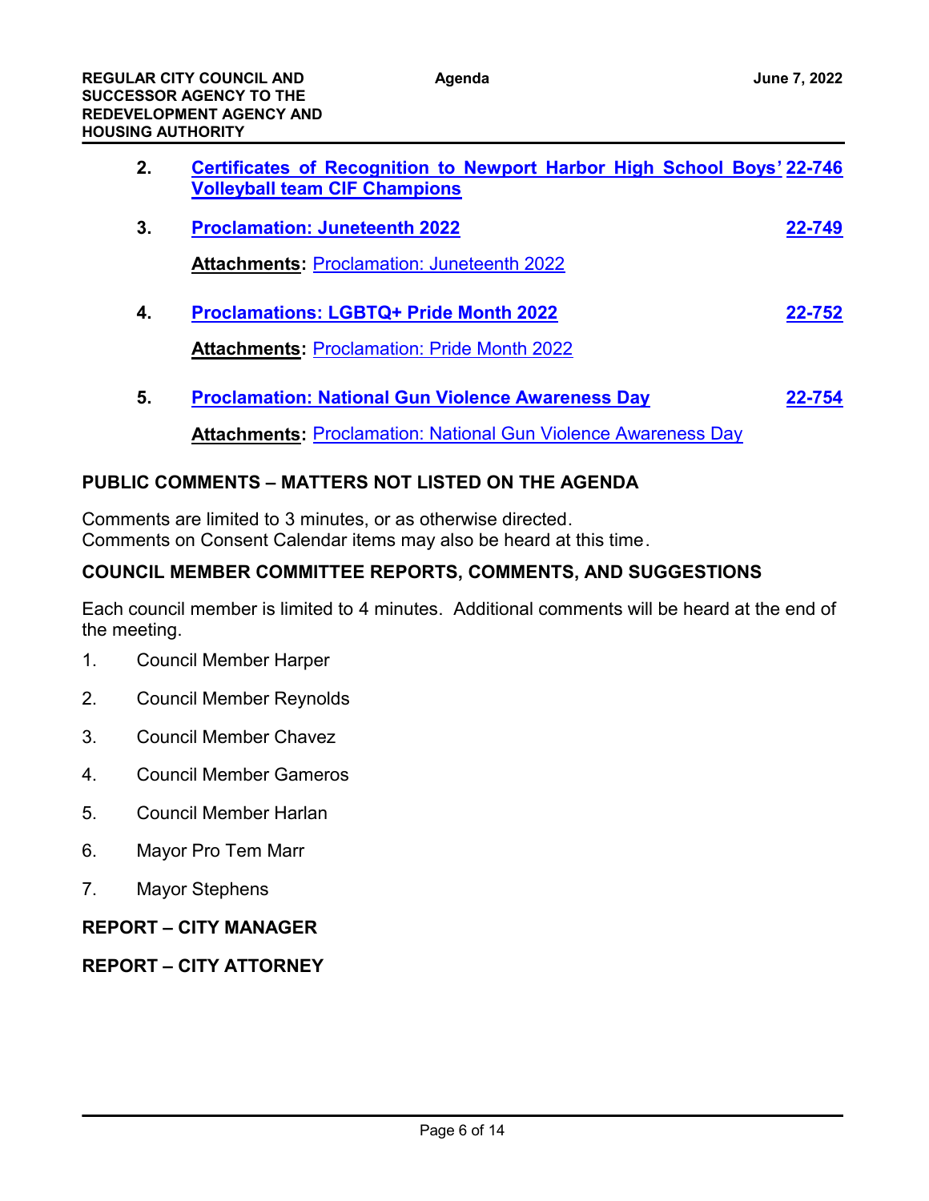2. **Certificates of Recognition to Newport Harbor High School Boys' Volleyball team CIF Champions** **22-746**

3. **Proclamation: Juneteenth 2022** **22-749**

   **Attachments:** Proclamation: Juneteenth 2022

4. **Proclamations: LGBTQ+ Pride Month 2022** **22-752**

   **Attachments:** Proclamation: Pride Month 2022

5. **Proclamation: National Gun Violence Awareness Day** **22-754**

   **Attachments:** Proclamation: National Gun Violence Awareness Day

## PUBLIC COMMENTS – MATTERS NOT LISTED ON THE AGENDA

Comments are limited to 3 minutes, or as otherwise directed.
Comments on Consent Calendar items may also be heard at this time.

## COUNCIL MEMBER COMMITTEE REPORTS, COMMENTS, AND SUGGESTIONS

Each council member is limited to 4 minutes. Additional comments will be heard at the end of the meeting.

1. Council Member Harper
2. Council Member Reynolds
3. Council Member Chavez
4. Council Member Gameros
5. Council Member Harlan
6. Mayor Pro Tem Marr
7. Mayor Stephens

## REPORT – CITY MANAGER

## REPORT – CITY ATTORNEY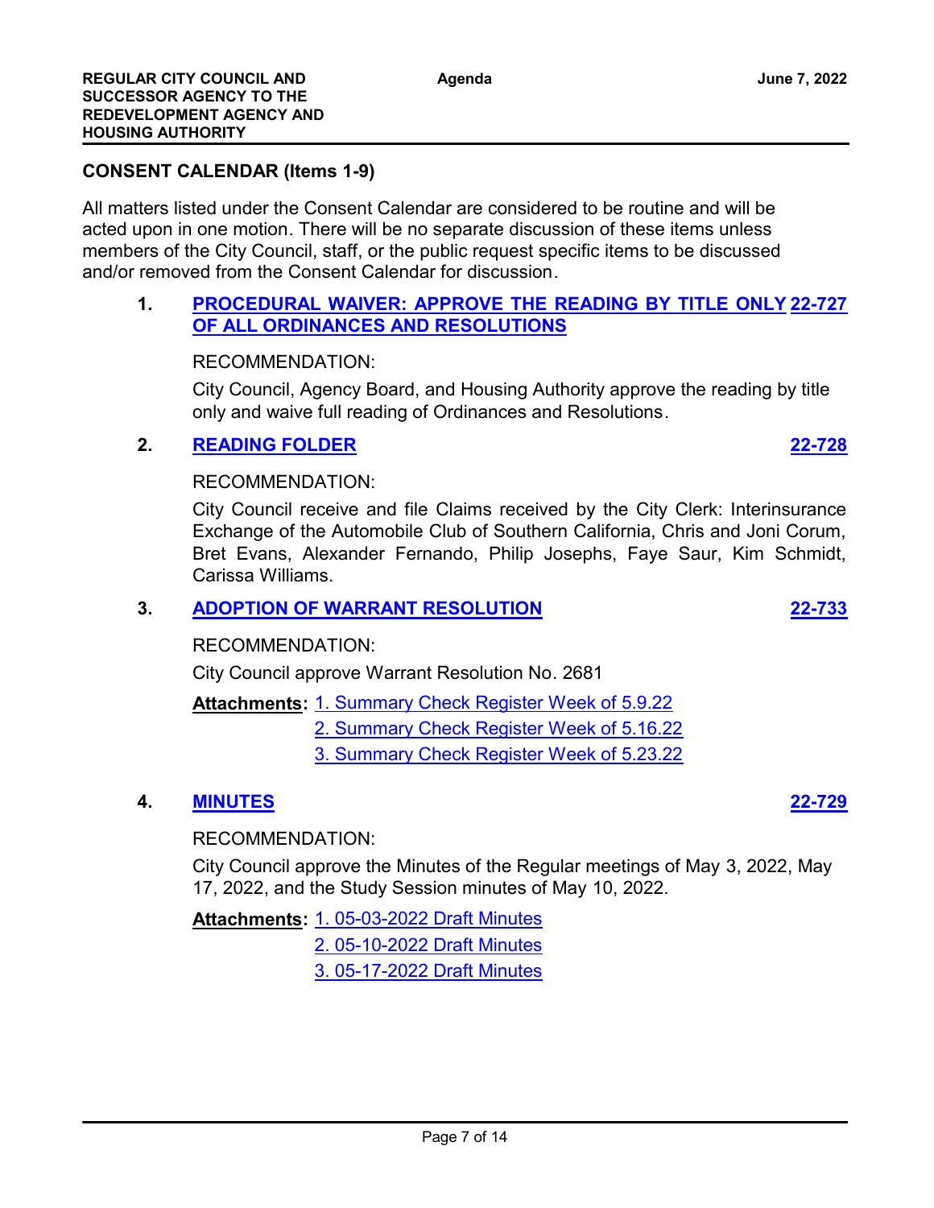## CONSENT CALENDAR (Items 1-9)

All matters listed under the Consent Calendar are considered to be routine and will be acted upon in one motion. There will be no separate discussion of these items unless members of the City Council, staff, or the public request specific items to be discussed and/or removed from the Consent Calendar for discussion.

**1. PROCEDURAL WAIVER: APPROVE THE READING BY TITLE ONLY OF ALL ORDINANCES AND RESOLUTIONS** **22-727**

RECOMMENDATION:

City Council, Agency Board, and Housing Authority approve the reading by title only and waive full reading of Ordinances and Resolutions.

**2. READING FOLDER** **22-728**

RECOMMENDATION:

City Council receive and file Claims received by the City Clerk: Interinsurance Exchange of the Automobile Club of Southern California, Chris and Joni Corum, Bret Evans, Alexander Fernando, Philip Josephs, Faye Saur, Kim Schmidt, Carissa Williams.

**3. ADOPTION OF WARRANT RESOLUTION** **22-733**

RECOMMENDATION:

City Council approve Warrant Resolution No. 2681

**Attachments:** 1. Summary Check Register Week of 5.9.22
2. Summary Check Register Week of 5.16.22
3. Summary Check Register Week of 5.23.22

**4. MINUTES** **22-729**

RECOMMENDATION:

City Council approve the Minutes of the Regular meetings of May 3, 2022, May 17, 2022, and the Study Session minutes of May 10, 2022.

**Attachments:** 1. 05-03-2022 Draft Minutes
2. 05-10-2022 Draft Minutes
3. 05-17-2022 Draft Minutes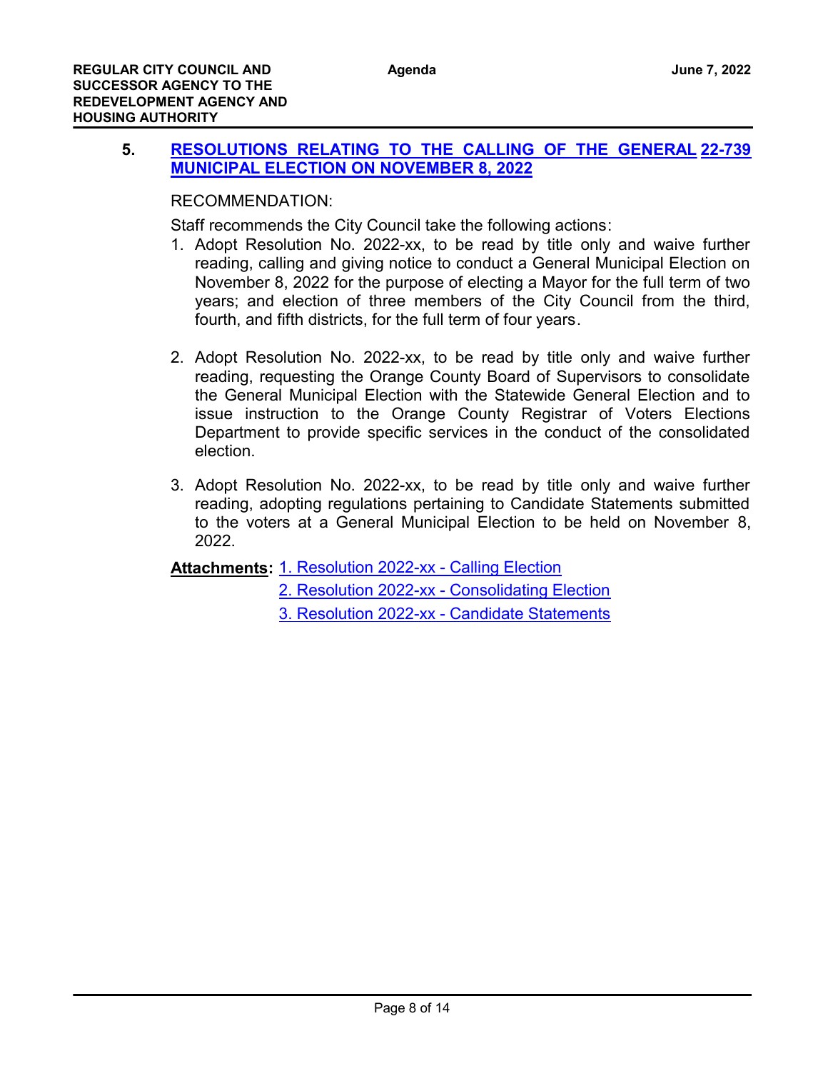## 5. RESOLUTIONS RELATING TO THE CALLING OF THE GENERAL MUNICIPAL ELECTION ON NOVEMBER 8, 2022 — 22-739

RECOMMENDATION:

Staff recommends the City Council take the following actions:

1. Adopt Resolution No. 2022-xx, to be read by title only and waive further reading, calling and giving notice to conduct a General Municipal Election on November 8, 2022 for the purpose of electing a Mayor for the full term of two years; and election of three members of the City Council from the third, fourth, and fifth districts, for the full term of four years.

2. Adopt Resolution No. 2022-xx, to be read by title only and waive further reading, requesting the Orange County Board of Supervisors to consolidate the General Municipal Election with the Statewide General Election and to issue instruction to the Orange County Registrar of Voters Elections Department to provide specific services in the conduct of the consolidated election.

3. Adopt Resolution No. 2022-xx, to be read by title only and waive further reading, adopting regulations pertaining to Candidate Statements submitted to the voters at a General Municipal Election to be held on November 8, 2022.

**Attachments:** 1. Resolution 2022-xx - Calling Election
2. Resolution 2022-xx - Consolidating Election
3. Resolution 2022-xx - Candidate Statements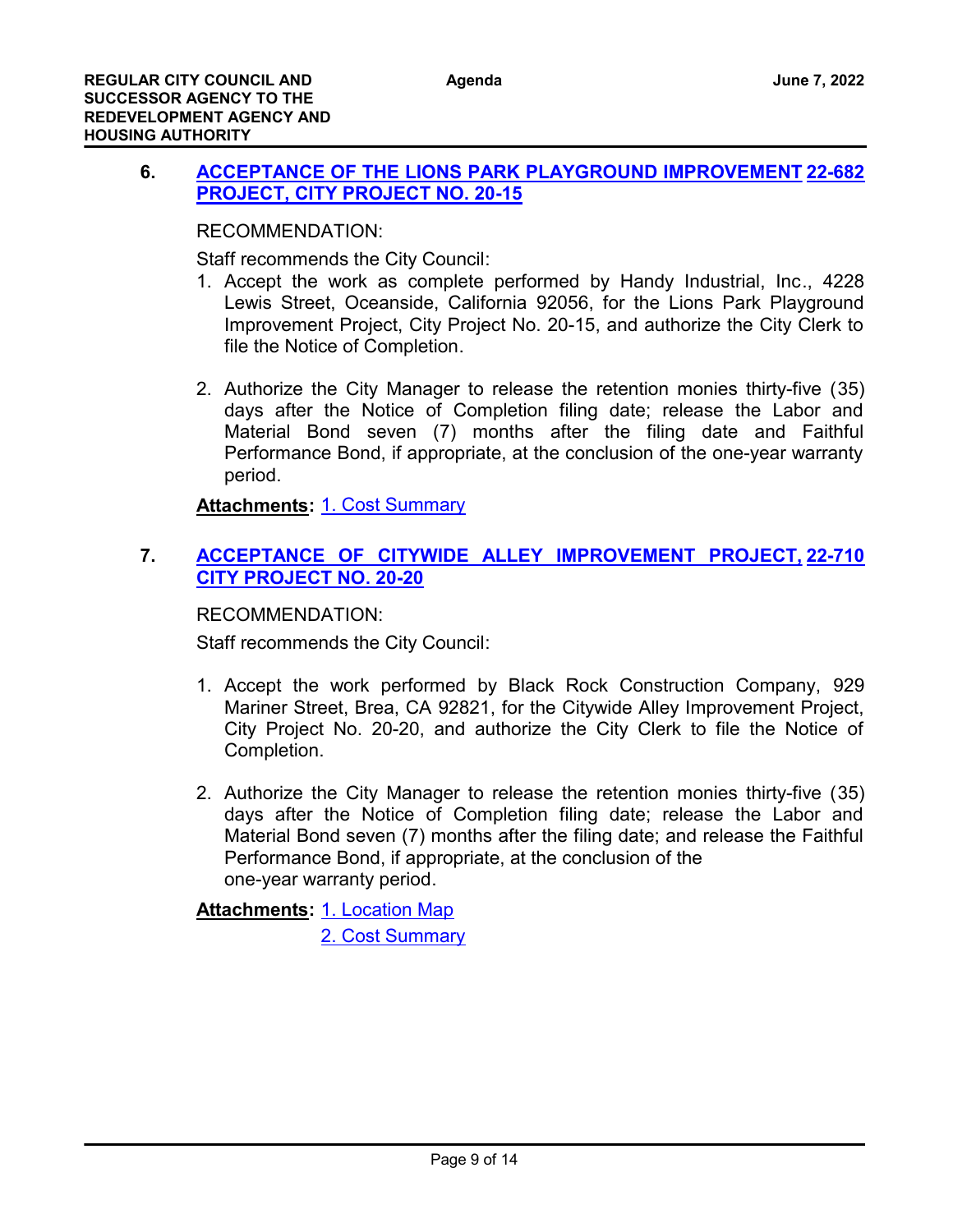### 6. ACCEPTANCE OF THE LIONS PARK PLAYGROUND IMPROVEMENT PROJECT, CITY PROJECT NO. 20-15 — 22-682

RECOMMENDATION:

Staff recommends the City Council:

1. Accept the work as complete performed by Handy Industrial, Inc., 4228 Lewis Street, Oceanside, California 92056, for the Lions Park Playground Improvement Project, City Project No. 20-15, and authorize the City Clerk to file the Notice of Completion.

2. Authorize the City Manager to release the retention monies thirty-five (35) days after the Notice of Completion filing date; release the Labor and Material Bond seven (7) months after the filing date and Faithful Performance Bond, if appropriate, at the conclusion of the one-year warranty period.

**Attachments:** 1. Cost Summary

### 7. ACCEPTANCE OF CITYWIDE ALLEY IMPROVEMENT PROJECT, CITY PROJECT NO. 20-20 — 22-710

RECOMMENDATION:

Staff recommends the City Council:

1. Accept the work performed by Black Rock Construction Company, 929 Mariner Street, Brea, CA 92821, for the Citywide Alley Improvement Project, City Project No. 20-20, and authorize the City Clerk to file the Notice of Completion.

2. Authorize the City Manager to release the retention monies thirty-five (35) days after the Notice of Completion filing date; release the Labor and Material Bond seven (7) months after the filing date; and release the Faithful Performance Bond, if appropriate, at the conclusion of the one-year warranty period.

**Attachments:** 1. Location Map
2. Cost Summary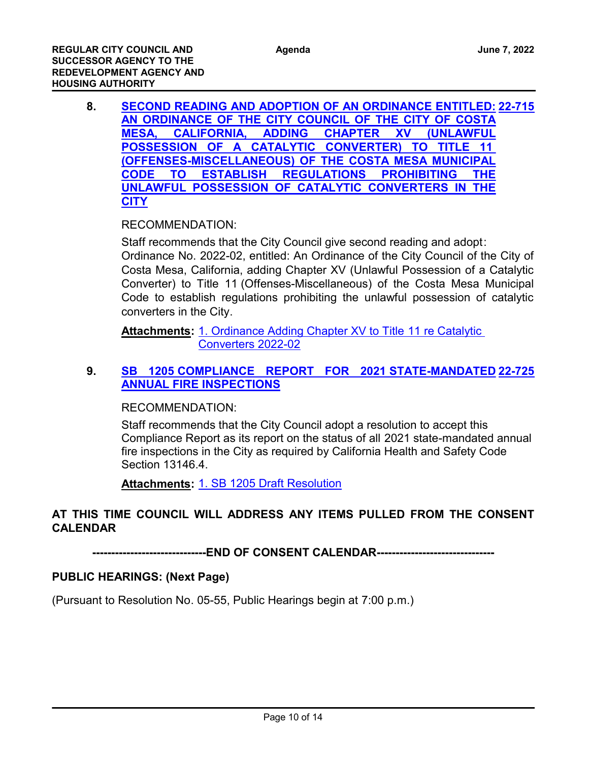**8. SECOND READING AND ADOPTION OF AN ORDINANCE ENTITLED: AN ORDINANCE OF THE CITY COUNCIL OF THE CITY OF COSTA MESA, CALIFORNIA, ADDING CHAPTER XV (UNLAWFUL POSSESSION OF A CATALYTIC CONVERTER) TO TITLE 11 (OFFENSES-MISCELLANEOUS) OF THE COSTA MESA MUNICIPAL CODE TO ESTABLISH REGULATIONS PROHIBITING THE UNLAWFUL POSSESSION OF CATALYTIC CONVERTERS IN THE CITY** **22-715**

RECOMMENDATION:

Staff recommends that the City Council give second reading and adopt:
Ordinance No. 2022-02, entitled: An Ordinance of the City Council of the City of Costa Mesa, California, adding Chapter XV (Unlawful Possession of a Catalytic Converter) to Title 11 (Offenses-Miscellaneous) of the Costa Mesa Municipal Code to establish regulations prohibiting the unlawful possession of catalytic converters in the City.

**Attachments:** 1. Ordinance Adding Chapter XV to Title 11 re Catalytic Converters 2022-02

**9. SB 1205 COMPLIANCE REPORT FOR 2021 STATE-MANDATED ANNUAL FIRE INSPECTIONS** **22-725**

RECOMMENDATION:

Staff recommends that the City Council adopt a resolution to accept this Compliance Report as its report on the status of all 2021 state-mandated annual fire inspections in the City as required by California Health and Safety Code Section 13146.4.

**Attachments:** 1. SB 1205 Draft Resolution

**AT THIS TIME COUNCIL WILL ADDRESS ANY ITEMS PULLED FROM THE CONSENT CALENDAR**

**-----------------------------END OF CONSENT CALENDAR------------------------------**

**PUBLIC HEARINGS: (Next Page)**

(Pursuant to Resolution No. 05-55, Public Hearings begin at 7:00 p.m.)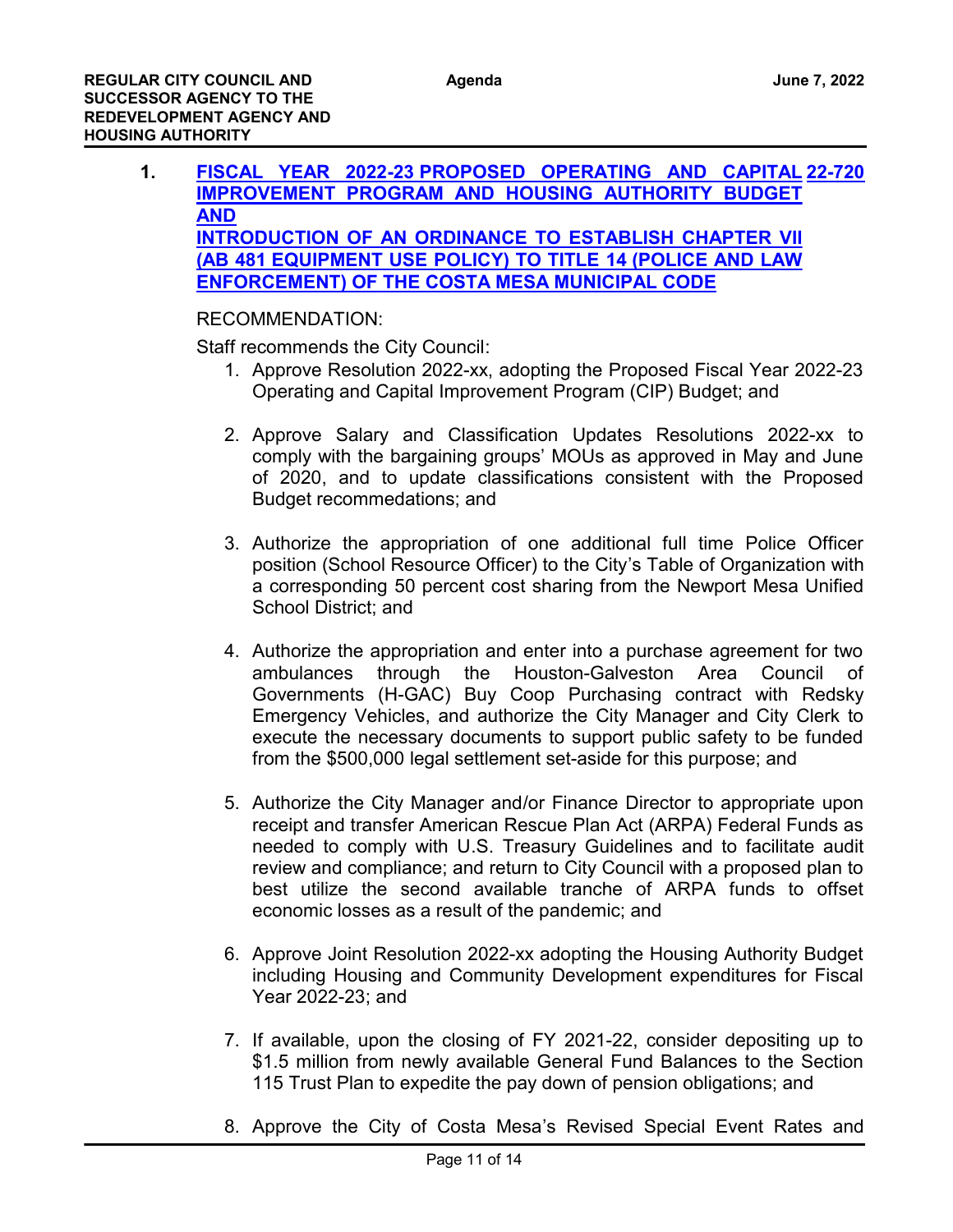1. **FISCAL YEAR 2022-23 PROPOSED OPERATING AND CAPITAL IMPROVEMENT PROGRAM AND HOUSING AUTHORITY BUDGET AND INTRODUCTION OF AN ORDINANCE TO ESTABLISH CHAPTER VII (AB 481 EQUIPMENT USE POLICY) TO TITLE 14 (POLICE AND LAW ENFORCEMENT) OF THE COSTA MESA MUNICIPAL CODE** **22-720**

RECOMMENDATION:

Staff recommends the City Council:

1. Approve Resolution 2022-xx, adopting the Proposed Fiscal Year 2022-23 Operating and Capital Improvement Program (CIP) Budget; and

2. Approve Salary and Classification Updates Resolutions 2022-xx to comply with the bargaining groups' MOUs as approved in May and June of 2020, and to update classifications consistent with the Proposed Budget recommedations; and

3. Authorize the appropriation of one additional full time Police Officer position (School Resource Officer) to the City's Table of Organization with a corresponding 50 percent cost sharing from the Newport Mesa Unified School District; and

4. Authorize the appropriation and enter into a purchase agreement for two ambulances through the Houston-Galveston Area Council of Governments (H-GAC) Buy Coop Purchasing contract with Redsky Emergency Vehicles, and authorize the City Manager and City Clerk to execute the necessary documents to support public safety to be funded from the $500,000 legal settlement set-aside for this purpose; and

5. Authorize the City Manager and/or Finance Director to appropriate upon receipt and transfer American Rescue Plan Act (ARPA) Federal Funds as needed to comply with U.S. Treasury Guidelines and to facilitate audit review and compliance; and return to City Council with a proposed plan to best utilize the second available tranche of ARPA funds to offset economic losses as a result of the pandemic; and

6. Approve Joint Resolution 2022-xx adopting the Housing Authority Budget including Housing and Community Development expenditures for Fiscal Year 2022-23; and

7. If available, upon the closing of FY 2021-22, consider depositing up to $1.5 million from newly available General Fund Balances to the Section 115 Trust Plan to expedite the pay down of pension obligations; and

8. Approve the City of Costa Mesa's Revised Special Event Rates and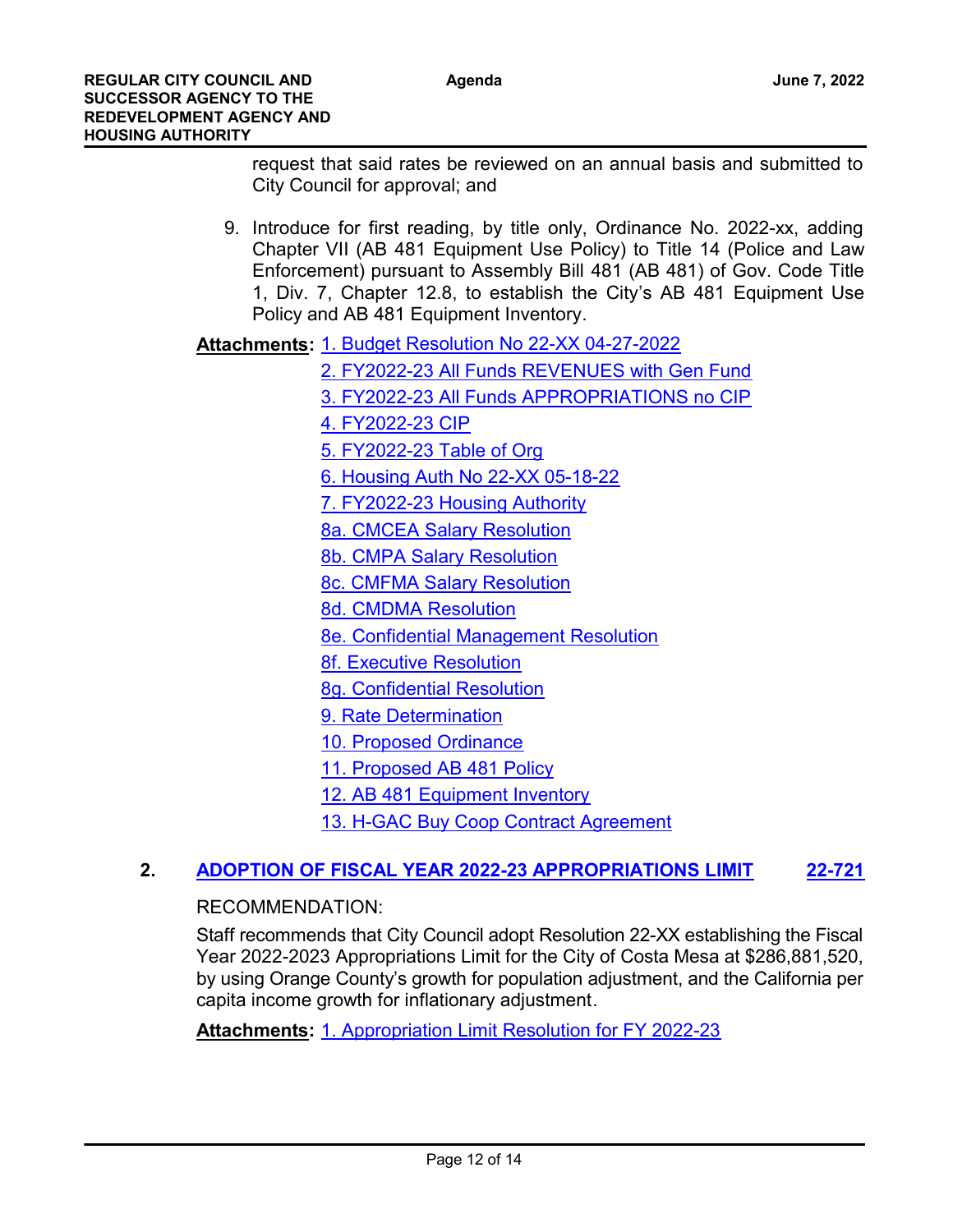request that said rates be reviewed on an annual basis and submitted to City Council for approval; and

9. Introduce for first reading, by title only, Ordinance No. 2022-xx, adding Chapter VII (AB 481 Equipment Use Policy) to Title 14 (Police and Law Enforcement) pursuant to Assembly Bill 481 (AB 481) of Gov. Code Title 1, Div. 7, Chapter 12.8, to establish the City's AB 481 Equipment Use Policy and AB 481 Equipment Inventory.

**Attachments:** 1. Budget Resolution No 22-XX 04-27-2022
2. FY2022-23 All Funds REVENUES with Gen Fund
3. FY2022-23 All Funds APPROPRIATIONS no CIP
4. FY2022-23 CIP
5. FY2022-23 Table of Org
6. Housing Auth No 22-XX 05-18-22
7. FY2022-23 Housing Authority
8a. CMCEA Salary Resolution
8b. CMPA Salary Resolution
8c. CMFMA Salary Resolution
8d. CMDMA Resolution
8e. Confidential Management Resolution
8f. Executive Resolution
8g. Confidential Resolution
9. Rate Determination
10. Proposed Ordinance
11. Proposed AB 481 Policy
12. AB 481 Equipment Inventory
13. H-GAC Buy Coop Contract Agreement

## 2. ADOPTION OF FISCAL YEAR 2022-23 APPROPRIATIONS LIMIT 22-721

RECOMMENDATION:

Staff recommends that City Council adopt Resolution 22-XX establishing the Fiscal Year 2022-2023 Appropriations Limit for the City of Costa Mesa at $286,881,520, by using Orange County's growth for population adjustment, and the California per capita income growth for inflationary adjustment.

**Attachments:** 1. Appropriation Limit Resolution for FY 2022-23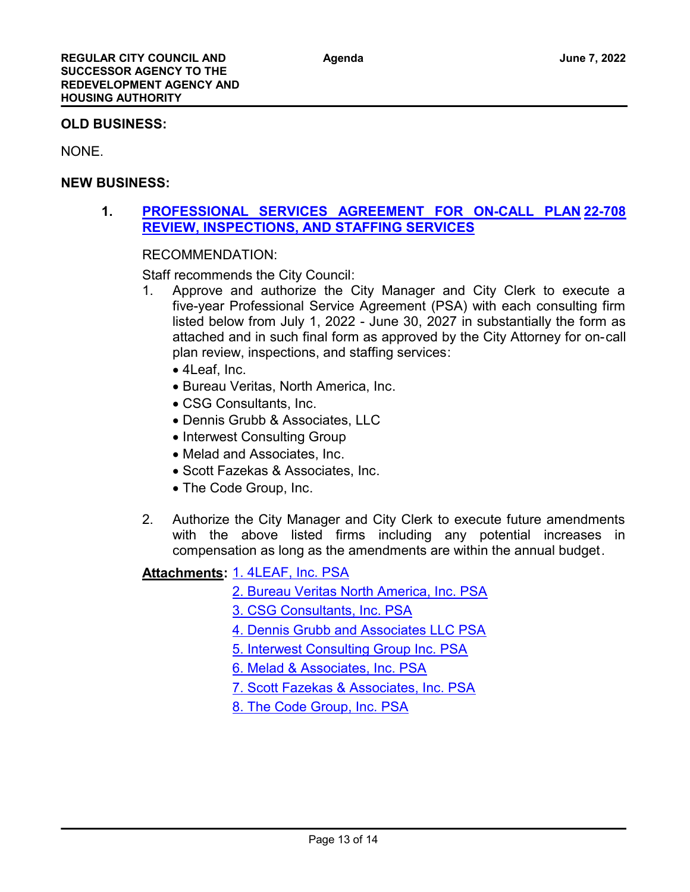## OLD BUSINESS:

NONE.

## NEW BUSINESS:

**1.** **PROFESSIONAL SERVICES AGREEMENT FOR ON-CALL PLAN REVIEW, INSPECTIONS, AND STAFFING SERVICES** **22-708**

RECOMMENDATION:

Staff recommends the City Council:

1. Approve and authorize the City Manager and City Clerk to execute a five-year Professional Service Agreement (PSA) with each consulting firm listed below from July 1, 2022 - June 30, 2027 in substantially the form as attached and in such final form as approved by the City Attorney for on-call plan review, inspections, and staffing services:
   - 4Leaf, Inc.
   - Bureau Veritas, North America, Inc.
   - CSG Consultants, Inc.
   - Dennis Grubb & Associates, LLC
   - Interwest Consulting Group
   - Melad and Associates, Inc.
   - Scott Fazekas & Associates, Inc.
   - The Code Group, Inc.

2. Authorize the City Manager and City Clerk to execute future amendments with the above listed firms including any potential increases in compensation as long as the amendments are within the annual budget.

**Attachments:**
1. 4LEAF, Inc. PSA
2. Bureau Veritas North America, Inc. PSA
3. CSG Consultants, Inc. PSA
4. Dennis Grubb and Associates LLC PSA
5. Interwest Consulting Group Inc. PSA
6. Melad & Associates, Inc. PSA
7. Scott Fazekas & Associates, Inc. PSA
8. The Code Group, Inc. PSA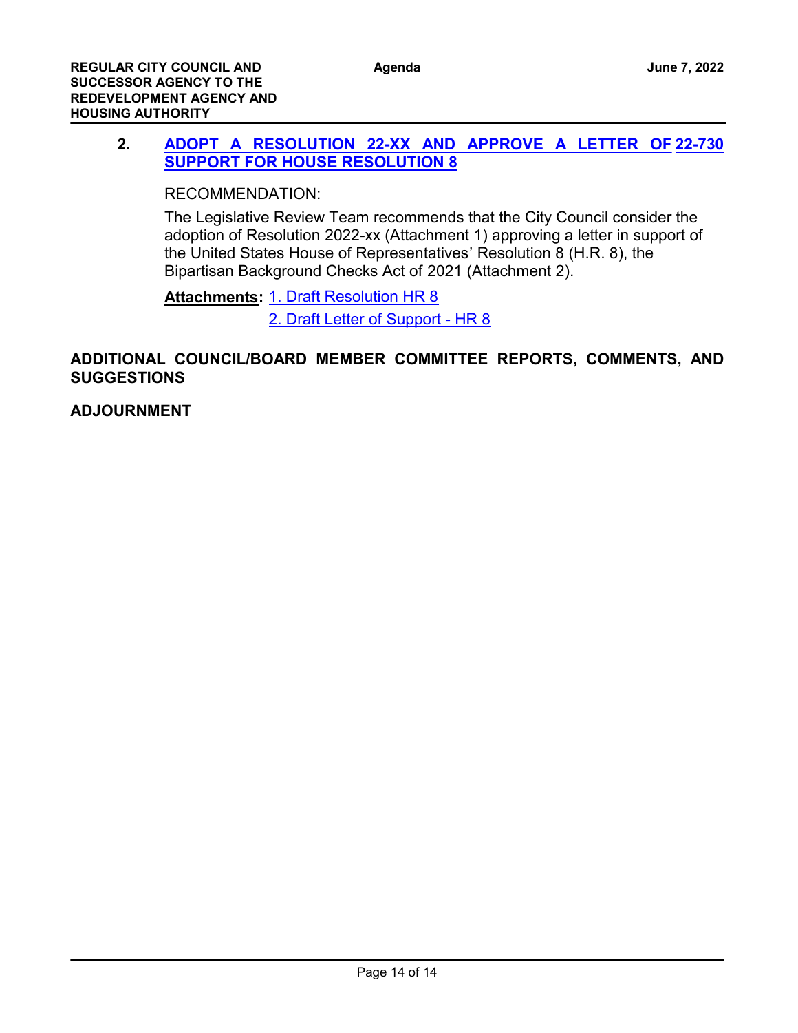**2. ADOPT A RESOLUTION 22-XX AND APPROVE A LETTER OF SUPPORT FOR HOUSE RESOLUTION 8** **22-730**

RECOMMENDATION:

The Legislative Review Team recommends that the City Council consider the adoption of Resolution 2022-xx (Attachment 1) approving a letter in support of the United States House of Representatives' Resolution 8 (H.R. 8), the Bipartisan Background Checks Act of 2021 (Attachment 2).

**Attachments:** 1. Draft Resolution HR 8

2. Draft Letter of Support - HR 8

**ADDITIONAL COUNCIL/BOARD MEMBER COMMITTEE REPORTS, COMMENTS, AND SUGGESTIONS**

**ADJOURNMENT**